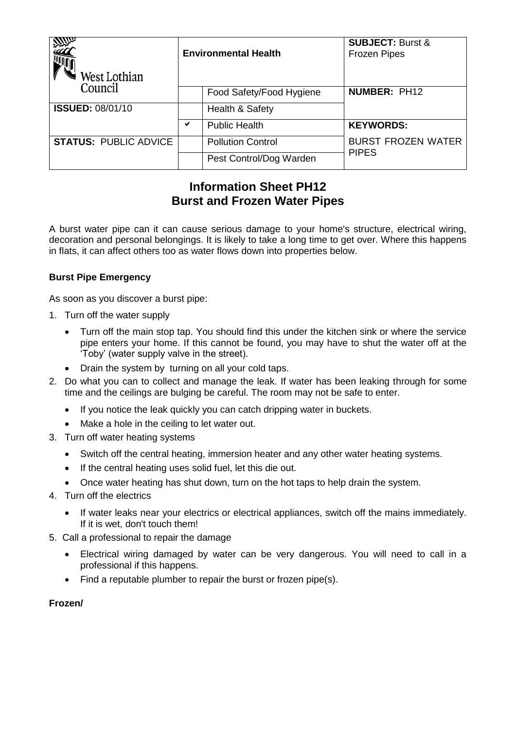| West Lothian Council | Environmental Health | | SUBJECT: Burst & Frozen Pipes |
|---|---|---|---|
| | | Food Safety/Food Hygiene | **NUMBER:** PH12 |
| **ISSUED:** 08/01/10 | | Health & Safety | |
| | ✔ | Public Health | **KEYWORDS:** |
| **STATUS:** PUBLIC ADVICE | | Pollution Control | BURST FROZEN WATER PIPES |
| | | Pest Control/Dog Warden | |

## Information Sheet PH12
## Burst and Frozen Water Pipes

A burst water pipe can it can cause serious damage to your home's structure, electrical wiring, decoration and personal belongings. It is likely to take a long time to get over. Where this happens in flats, it can affect others too as water flows down into properties below.

**Burst Pipe Emergency**

As soon as you discover a burst pipe:

1. Turn off the water supply
   - Turn off the main stop tap. You should find this under the kitchen sink or where the service pipe enters your home. If this cannot be found, you may have to shut the water off at the 'Toby' (water supply valve in the street).
   - Drain the system by turning on all your cold taps.
2. Do what you can to collect and manage the leak. If water has been leaking through for some time and the ceilings are bulging be careful. The room may not be safe to enter.
   - If you notice the leak quickly you can catch dripping water in buckets.
   - Make a hole in the ceiling to let water out.
3. Turn off water heating systems
   - Switch off the central heating, immersion heater and any other water heating systems.
   - If the central heating uses solid fuel, let this die out.
   - Once water heating has shut down, turn on the hot taps to help drain the system.
4. Turn off the electrics
   - If water leaks near your electrics or electrical appliances, switch off the mains immediately. If it is wet, don't touch them!
5. Call a professional to repair the damage
   - Electrical wiring damaged by water can be very dangerous. You will need to call in a professional if this happens.
   - Find a reputable plumber to repair the burst or frozen pipe(s).

**Frozen/**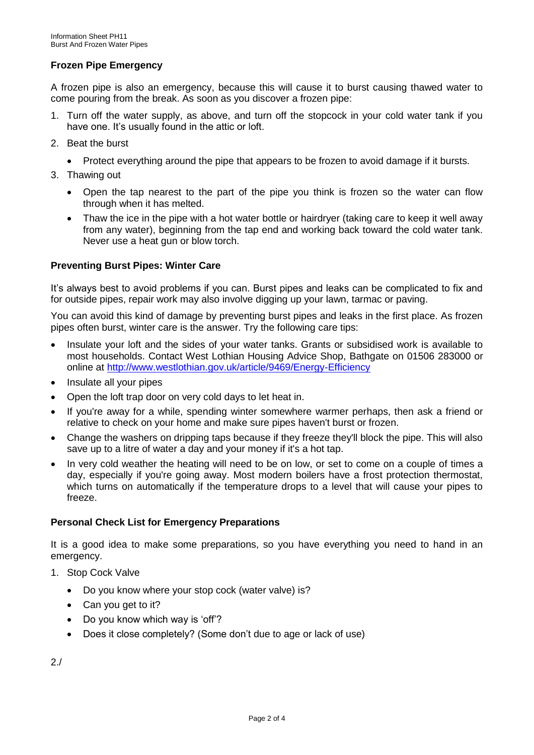## Frozen Pipe Emergency

A frozen pipe is also an emergency, because this will cause it to burst causing thawed water to come pouring from the break. As soon as you discover a frozen pipe:

1. Turn off the water supply, as above, and turn off the stopcock in your cold water tank if you have one. It's usually found in the attic or loft.
2. Beat the burst
   - Protect everything around the pipe that appears to be frozen to avoid damage if it bursts.
3. Thawing out
   - Open the tap nearest to the part of the pipe you think is frozen so the water can flow through when it has melted.
   - Thaw the ice in the pipe with a hot water bottle or hairdryer (taking care to keep it well away from any water), beginning from the tap end and working back toward the cold water tank. Never use a heat gun or blow torch.

## Preventing Burst Pipes: Winter Care

It's always best to avoid problems if you can. Burst pipes and leaks can be complicated to fix and for outside pipes, repair work may also involve digging up your lawn, tarmac or paving.

You can avoid this kind of damage by preventing burst pipes and leaks in the first place. As frozen pipes often burst, winter care is the answer. Try the following care tips:

- Insulate your loft and the sides of your water tanks. Grants or subsidised work is available to most households. Contact West Lothian Housing Advice Shop, Bathgate on 01506 283000 or online at http://www.westlothian.gov.uk/article/9469/Energy-Efficiency
- Insulate all your pipes
- Open the loft trap door on very cold days to let heat in.
- If you're away for a while, spending winter somewhere warmer perhaps, then ask a friend or relative to check on your home and make sure pipes haven't burst or frozen.
- Change the washers on dripping taps because if they freeze they'll block the pipe. This will also save up to a litre of water a day and your money if it's a hot tap.
- In very cold weather the heating will need to be on low, or set to come on a couple of times a day, especially if you're going away. Most modern boilers have a frost protection thermostat, which turns on automatically if the temperature drops to a level that will cause your pipes to freeze.

## Personal Check List for Emergency Preparations

It is a good idea to make some preparations, so you have everything you need to hand in an emergency.

1. Stop Cock Valve
   - Do you know where your stop cock (water valve) is?
   - Can you get to it?
   - Do you know which way is 'off'?
   - Does it close completely? (Some don't due to age or lack of use)

2./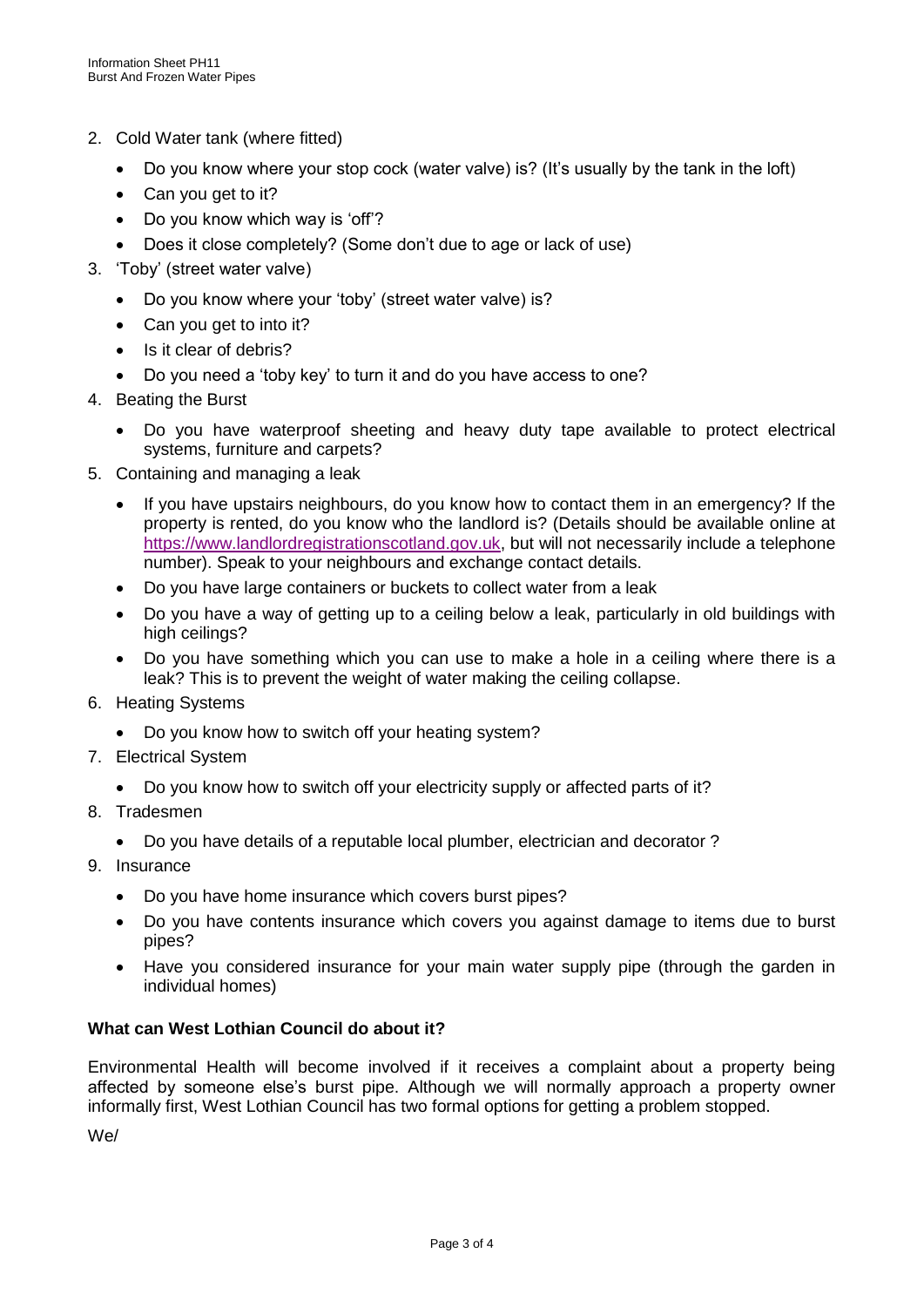2. Cold Water tank (where fitted)
    - Do you know where your stop cock (water valve) is? (It's usually by the tank in the loft)
    - Can you get to it?
    - Do you know which way is 'off'?
    - Does it close completely? (Some don't due to age or lack of use)
3. 'Toby' (street water valve)
    - Do you know where your 'toby' (street water valve) is?
    - Can you get to into it?
    - Is it clear of debris?
    - Do you need a 'toby key' to turn it and do you have access to one?
4. Beating the Burst
    - Do you have waterproof sheeting and heavy duty tape available to protect electrical systems, furniture and carpets?
5. Containing and managing a leak
    - If you have upstairs neighbours, do you know how to contact them in an emergency? If the property is rented, do you know who the landlord is? (Details should be available online at https://www.landlordregistrationscotland.gov.uk, but will not necessarily include a telephone number). Speak to your neighbours and exchange contact details.
    - Do you have large containers or buckets to collect water from a leak
    - Do you have a way of getting up to a ceiling below a leak, particularly in old buildings with high ceilings?
    - Do you have something which you can use to make a hole in a ceiling where there is a leak? This is to prevent the weight of water making the ceiling collapse.
6. Heating Systems
    - Do you know how to switch off your heating system?
7. Electrical System
    - Do you know how to switch off your electricity supply or affected parts of it?
8. Tradesmen
    - Do you have details of a reputable local plumber, electrician and decorator ?
9. Insurance
    - Do you have home insurance which covers burst pipes?
    - Do you have contents insurance which covers you against damage to items due to burst pipes?
    - Have you considered insurance for your main water supply pipe (through the garden in individual homes)

**What can West Lothian Council do about it?**

Environmental Health will become involved if it receives a complaint about a property being affected by someone else's burst pipe. Although we will normally approach a property owner informally first, West Lothian Council has two formal options for getting a problem stopped.

We/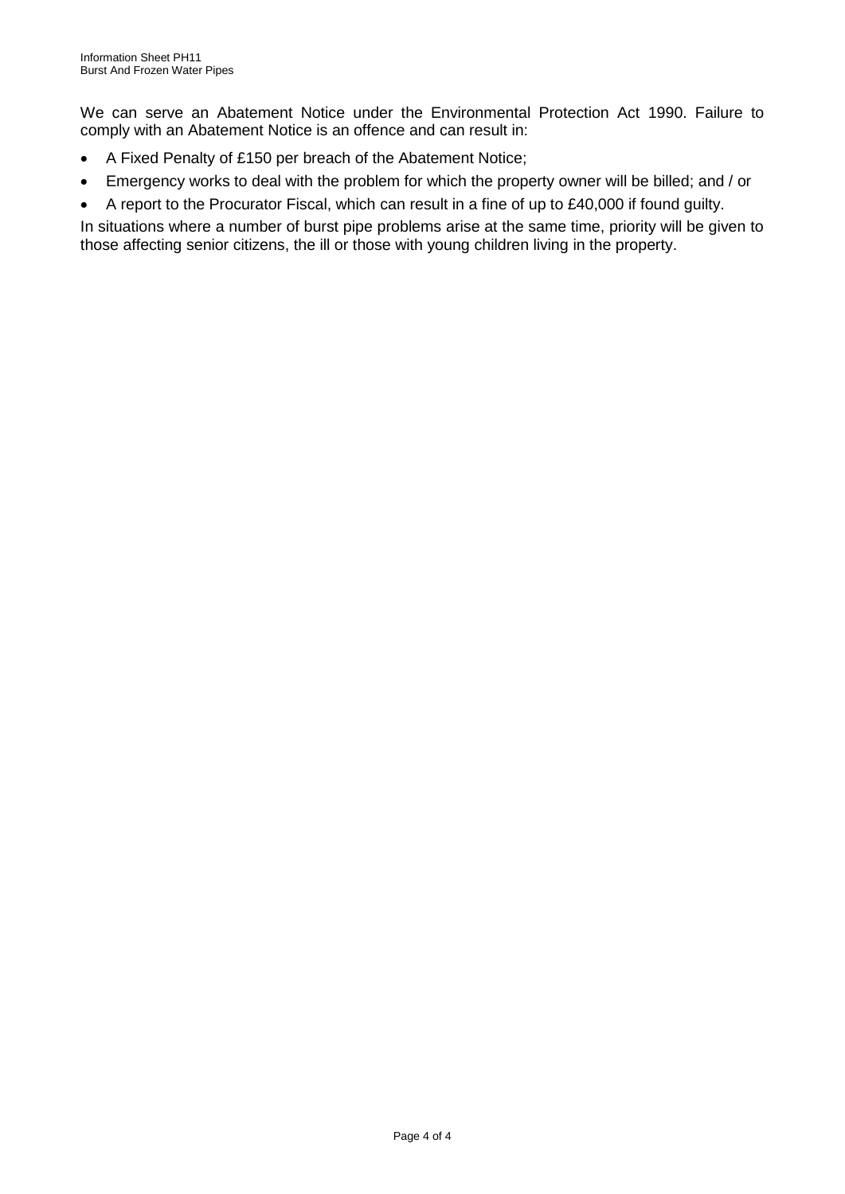We can serve an Abatement Notice under the Environmental Protection Act 1990. Failure to comply with an Abatement Notice is an offence and can result in:

- A Fixed Penalty of £150 per breach of the Abatement Notice;
- Emergency works to deal with the problem for which the property owner will be billed; and / or
- A report to the Procurator Fiscal, which can result in a fine of up to £40,000 if found guilty.

In situations where a number of burst pipe problems arise at the same time, priority will be given to those affecting senior citizens, the ill or those with young children living in the property.